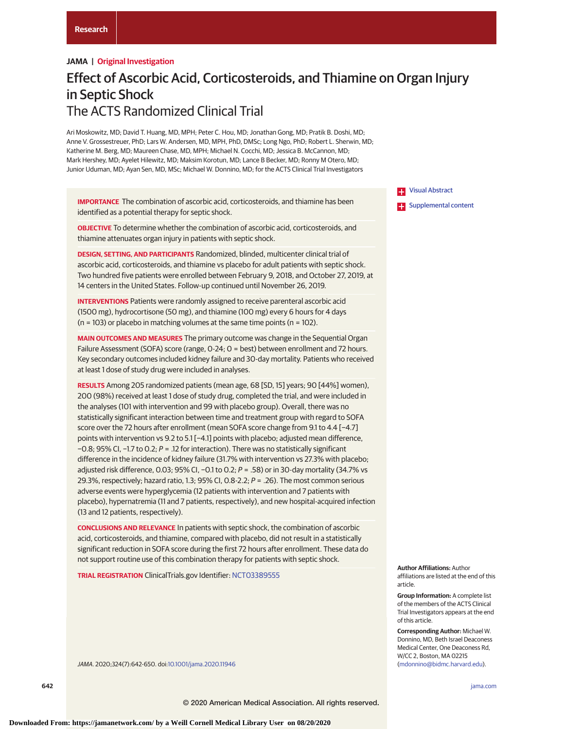# Effect of Ascorbic Acid, Corticosteroids, and Thiamine on Organ Injury in Septic Shock

## The ACTS Randomized Clinical Trial

Ari Moskowitz, MD; David T. Huang, MD, MPH; Peter C. Hou, MD; Jonathan Gong, MD; Pratik B. Doshi, MD; Anne V. Grossestreuer, PhD; Lars W. Andersen, MD, MPH, PhD, DMSc; Long Ngo, PhD; Robert L. Sherwin, MD; Katherine M. Berg, MD; Maureen Chase, MD, MPH; Michael N. Cocchi, MD; Jessica B. McCannon, MD; Mark Hershey, MD; Ayelet Hilewitz, MD; Maksim Korotun, MD; Lance B Becker, MD; Ronny M Otero, MD; Junior Uduman, MD; Ayan Sen, MD, MSc; Michael W. Donnino, MD; for the ACTS Clinical Trial Investigators

Visual Abstract

Supplemental content

**IMPORTANCE** The combination of ascorbic acid, corticosteroids, and thiamine has been identified as a potential therapy for septic shock.

**OBJECTIVE** To determine whether the combination of ascorbic acid, corticosteroids, and thiamine attenuates organ injury in patients with septic shock.

**DESIGN, SETTING, AND PARTICIPANTS** Randomized, blinded, multicenter clinical trial of ascorbic acid, corticosteroids, and thiamine vs placebo for adult patients with septic shock. Two hundred five patients were enrolled between February 9, 2018, and October 27, 2019, at 14 centers in the United States. Follow-up continued until November 26, 2019.

**INTERVENTIONS** Patients were randomly assigned to receive parenteral ascorbic acid (1500 mg), hydrocortisone (50 mg), and thiamine (100 mg) every 6 hours for 4 days (n = 103) or placebo in matching volumes at the same time points (n = 102).

**MAIN OUTCOMES AND MEASURES** The primary outcome was change in the Sequential Organ Failure Assessment (SOFA) score (range, 0-24; 0 = best) between enrollment and 72 hours. Key secondary outcomes included kidney failure and 30-day mortality. Patients who received at least 1 dose of study drug were included in analyses.

**RESULTS** Among 205 randomized patients (mean age, 68 [SD, 15] years; 90 [44%] women), 200 (98%) received at least 1 dose of study drug, completed the trial, and were included in the analyses (101 with intervention and 99 with placebo group). Overall, there was no statistically significant interaction between time and treatment group with regard to SOFA score over the 72 hours after enrollment (mean SOFA score change from 9.1 to 4.4 [−4.7] points with intervention vs 9.2 to 5.1 [−4.1] points with placebo; adjusted mean difference, −0.8; 95% CI, −1.7 to 0.2; *P* = .12 for interaction). There was no statistically significant difference in the incidence of kidney failure (31.7% with intervention vs 27.3% with placebo; adjusted risk difference, 0.03; 95% CI, −0.1 to 0.2; *P* = .58) or in 30-day mortality (34.7% vs 29.3%, respectively; hazard ratio, 1.3; 95% CI, 0.8-2.2; *P* = .26). The most common serious adverse events were hyperglycemia (12 patients with intervention and 7 patients with placebo), hypernatremia (11 and 7 patients, respectively), and new hospital-acquired infection (13 and 12 patients, respectively).

**CONCLUSIONS AND RELEVANCE** In patients with septic shock, the combination of ascorbic acid, corticosteroids, and thiamine, compared with placebo, did not result in a statistically significant reduction in SOFA score during the first 72 hours after enrollment. These data do not support routine use of this combination therapy for patients with septic shock.

**TRIAL REGISTRATION** ClinicalTrials.gov Identifier: NCT03389555

*JAMA*. 2020;324(7):642-650. doi:10.1001/jama.2020.11946

**Author Affiliations:** Author affiliations are listed at the end of this article.

**Group Information:** A complete list of the members of the ACTS Clinical Trial Investigators appears at the end of this article.

**Corresponding Author:** Michael W. Donnino, MD, Beth Israel Deaconess Medical Center, One Deaconess Rd, W/CC 2, Boston, MA 02215 (mdonnino@bidmc.harvard.edu).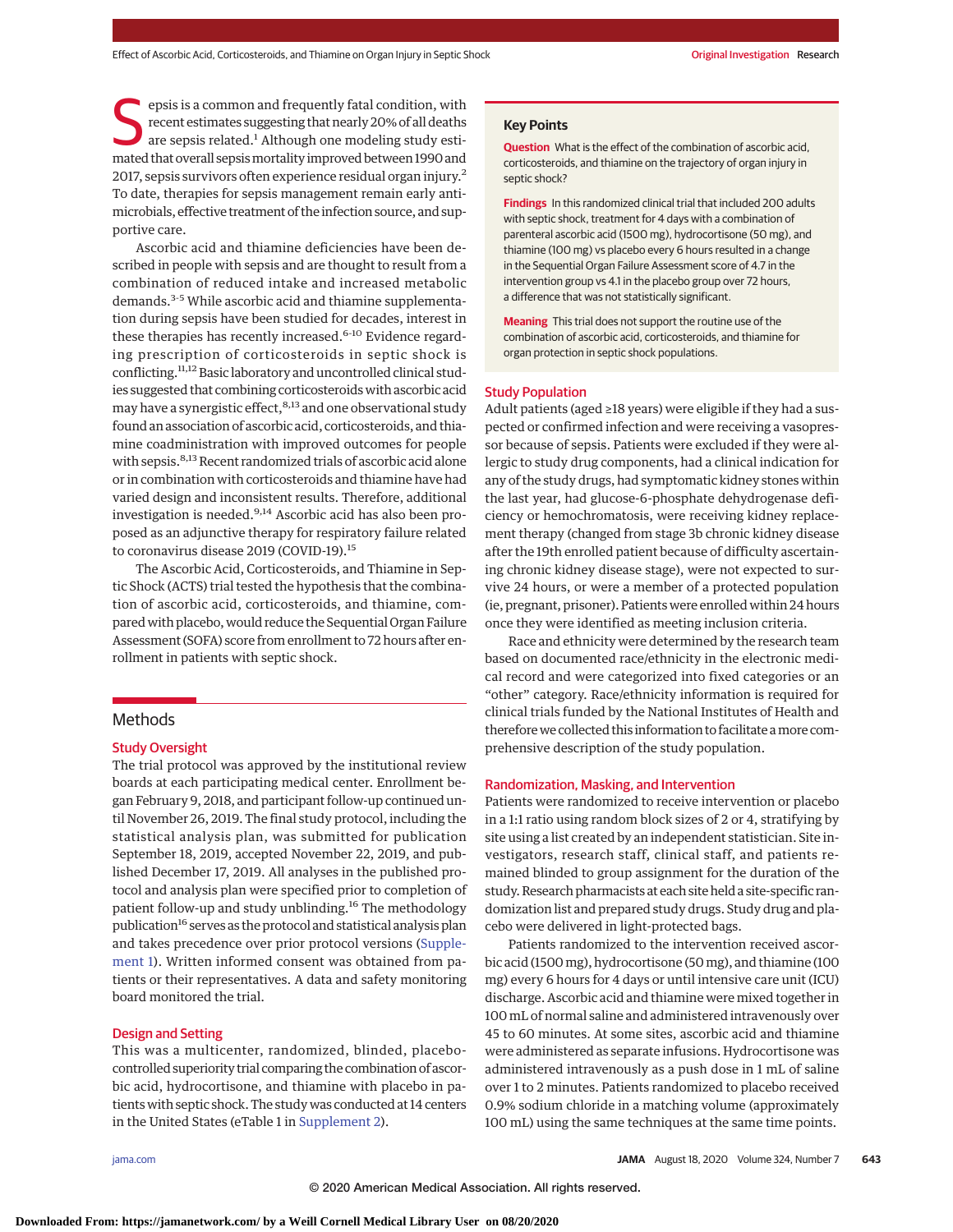Sepsis is a common and frequently fatal condition, with recent estimates suggesting that nearly 20% of all deaths are sepsis related.[1] Although one modeling study estimated that overall sepsis mortality improved between 1990 and 2017, sepsis survivors often experience residual organ injury.[2] To date, therapies for sepsis management remain early antimicrobials, effective treatment of the infection source, and supportive care.

Ascorbic acid and thiamine deficiencies have been described in people with sepsis and are thought to result from a combination of reduced intake and increased metabolic demands.[3-5] While ascorbic acid and thiamine supplementation during sepsis have been studied for decades, interest in these therapies has recently increased.[6-10] Evidence regarding prescription of corticosteroids in septic shock is conflicting.[11,12] Basic laboratory and uncontrolled clinical studies suggested that combining corticosteroids with ascorbic acid may have a synergistic effect,[8,13] and one observational study found an association of ascorbic acid, corticosteroids, and thiamine coadministration with improved outcomes for people with sepsis.[8,13] Recent randomized trials of ascorbic acid alone or in combination with corticosteroids and thiamine have had varied design and inconsistent results. Therefore, additional investigation is needed.[9,14] Ascorbic acid has also been proposed as an adjunctive therapy for respiratory failure related to coronavirus disease 2019 (COVID-19).[15]

The Ascorbic Acid, Corticosteroids, and Thiamine in Septic Shock (ACTS) trial tested the hypothesis that the combination of ascorbic acid, corticosteroids, and thiamine, compared with placebo, would reduce the Sequential Organ Failure Assessment (SOFA) score from enrollment to 72 hours after enrollment in patients with septic shock.

**Key Points**

**Question** What is the effect of the combination of ascorbic acid, corticosteroids, and thiamine on the trajectory of organ injury in septic shock?

**Findings** In this randomized clinical trial that included 200 adults with septic shock, treatment for 4 days with a combination of parenteral ascorbic acid (1500 mg), hydrocortisone (50 mg), and thiamine (100 mg) vs placebo every 6 hours resulted in a change in the Sequential Organ Failure Assessment score of 4.7 in the intervention group vs 4.1 in the placebo group over 72 hours, a difference that was not statistically significant.

**Meaning** This trial does not support the routine use of the combination of ascorbic acid, corticosteroids, and thiamine for organ protection in septic shock populations.

## Methods

### Study Oversight

The trial protocol was approved by the institutional review boards at each participating medical center. Enrollment began February 9, 2018, and participant follow-up continued until November 26, 2019. The final study protocol, including the statistical analysis plan, was submitted for publication September 18, 2019, accepted November 22, 2019, and published December 17, 2019. All analyses in the published protocol and analysis plan were specified prior to completion of patient follow-up and study unblinding.[16] The methodology publication[16] serves as the protocol and statistical analysis plan and takes precedence over prior protocol versions (Supplement 1). Written informed consent was obtained from patients or their representatives. A data and safety monitoring board monitored the trial.

### Design and Setting

This was a multicenter, randomized, blinded, placebo-controlled superiority trial comparing the combination of ascorbic acid, hydrocortisone, and thiamine with placebo in patients with septic shock. The study was conducted at 14 centers in the United States (eTable 1 in Supplement 2).

### Study Population

Adult patients (aged ≥18 years) were eligible if they had a suspected or confirmed infection and were receiving a vasopressor because of sepsis. Patients were excluded if they were allergic to study drug components, had a clinical indication for any of the study drugs, had symptomatic kidney stones within the last year, had glucose-6-phosphate dehydrogenase deficiency or hemochromatosis, were receiving kidney replacement therapy (changed from stage 3b chronic kidney disease after the 19th enrolled patient because of difficulty ascertaining chronic kidney disease stage), were not expected to survive 24 hours, or were a member of a protected population (ie, pregnant, prisoner). Patients were enrolled within 24 hours once they were identified as meeting inclusion criteria.

Race and ethnicity were determined by the research team based on documented race/ethnicity in the electronic medical record and were categorized into fixed categories or an "other" category. Race/ethnicity information is required for clinical trials funded by the National Institutes of Health and therefore we collected this information to facilitate a more comprehensive description of the study population.

### Randomization, Masking, and Intervention

Patients were randomized to receive intervention or placebo in a 1:1 ratio using random block sizes of 2 or 4, stratifying by site using a list created by an independent statistician. Site investigators, research staff, clinical staff, and patients remained blinded to group assignment for the duration of the study. Research pharmacists at each site held a site-specific randomization list and prepared study drugs. Study drug and placebo were delivered in light-protected bags.

Patients randomized to the intervention received ascorbic acid (1500 mg), hydrocortisone (50 mg), and thiamine (100 mg) every 6 hours for 4 days or until intensive care unit (ICU) discharge. Ascorbic acid and thiamine were mixed together in 100 mL of normal saline and administered intravenously over 45 to 60 minutes. At some sites, ascorbic acid and thiamine were administered as separate infusions. Hydrocortisone was administered intravenously as a push dose in 1 mL of saline over 1 to 2 minutes. Patients randomized to placebo received 0.9% sodium chloride in a matching volume (approximately 100 mL) using the same techniques at the same time points.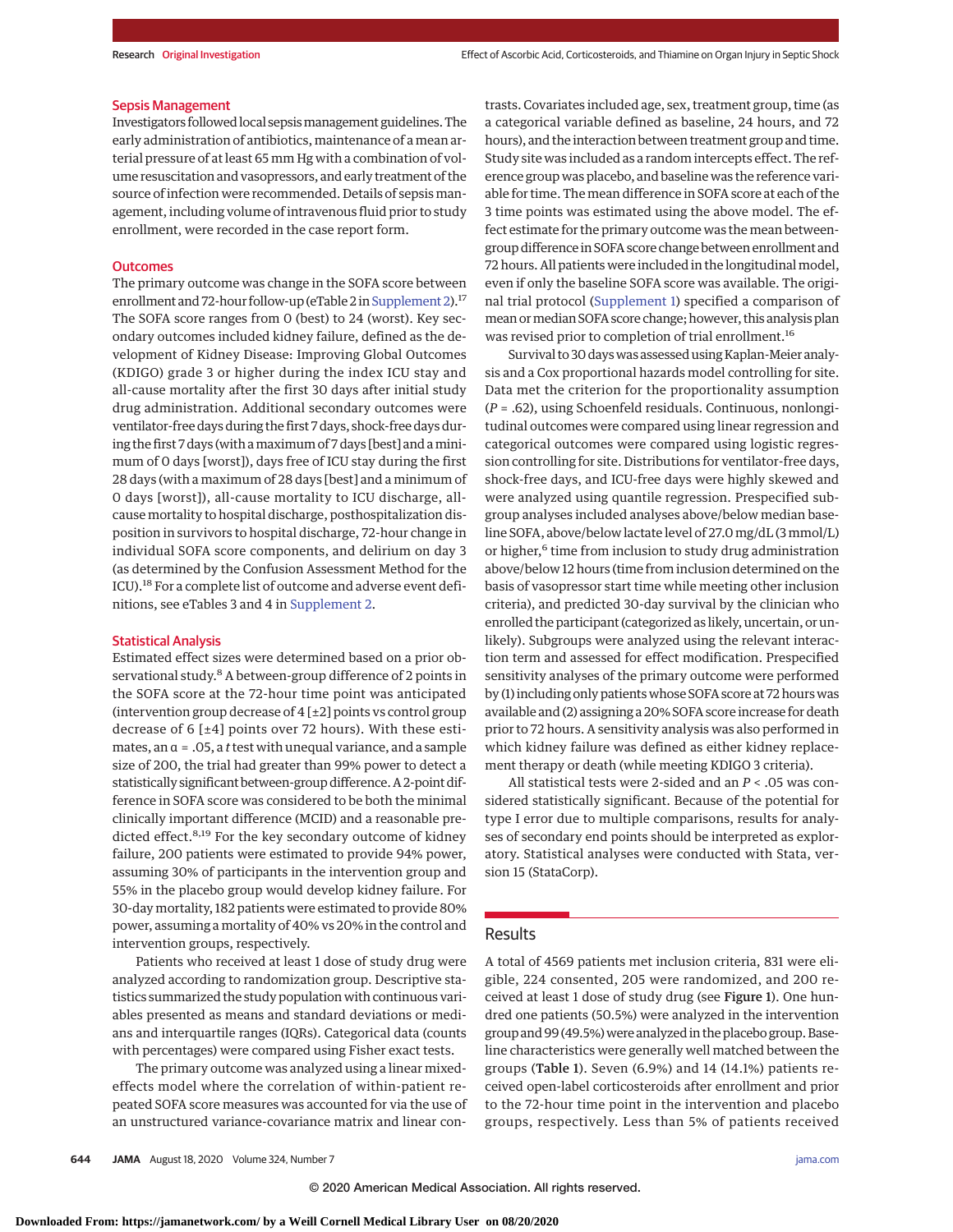### Sepsis Management

Investigators followed local sepsis management guidelines. The early administration of antibiotics, maintenance of a mean arterial pressure of at least 65 mm Hg with a combination of volume resuscitation and vasopressors, and early treatment of the source of infection were recommended. Details of sepsis management, including volume of intravenous fluid prior to study enrollment, were recorded in the case report form.

### Outcomes

The primary outcome was change in the SOFA score between enrollment and 72-hour follow-up (eTable 2 in Supplement 2).[17] The SOFA score ranges from 0 (best) to 24 (worst). Key secondary outcomes included kidney failure, defined as the development of Kidney Disease: Improving Global Outcomes (KDIGO) grade 3 or higher during the index ICU stay and all-cause mortality after the first 30 days after initial study drug administration. Additional secondary outcomes were ventilator-free days during the first 7 days, shock-free days during the first 7 days (with a maximum of 7 days [best] and a minimum of 0 days [worst]), days free of ICU stay during the first 28 days (with a maximum of 28 days [best] and a minimum of 0 days [worst]), all-cause mortality to ICU discharge, all-cause mortality to hospital discharge, posthospitalization disposition in survivors to hospital discharge, 72-hour change in individual SOFA score components, and delirium on day 3 (as determined by the Confusion Assessment Method for the ICU).[18] For a complete list of outcome and adverse event definitions, see eTables 3 and 4 in Supplement 2.

### Statistical Analysis

Estimated effect sizes were determined based on a prior observational study.[8] A between-group difference of 2 points in the SOFA score at the 72-hour time point was anticipated (intervention group decrease of 4 [±2] points vs control group decrease of 6 [±4] points over 72 hours). With these estimates, an $\alpha = .05$, a *t* test with unequal variance, and a sample size of 200, the trial had greater than 99% power to detect a statistically significant between-group difference. A 2-point difference in SOFA score was considered to be both the minimal clinically important difference (MCID) and a reasonable predicted effect.[8,19] For the key secondary outcome of kidney failure, 200 patients were estimated to provide 94% power, assuming 30% of participants in the intervention group and 55% in the placebo group would develop kidney failure. For 30-day mortality, 182 patients were estimated to provide 80% power, assuming a mortality of 40% vs 20% in the control and intervention groups, respectively.

Patients who received at least 1 dose of study drug were analyzed according to randomization group. Descriptive statistics summarized the study population with continuous variables presented as means and standard deviations or medians and interquartile ranges (IQRs). Categorical data (counts with percentages) were compared using Fisher exact tests.

The primary outcome was analyzed using a linear mixed-effects model where the correlation of within-patient repeated SOFA score measures was accounted for via the use of an unstructured variance-covariance matrix and linear contrasts. Covariates included age, sex, treatment group, time (as a categorical variable defined as baseline, 24 hours, and 72 hours), and the interaction between treatment group and time. Study site was included as a random intercepts effect. The reference group was placebo, and baseline was the reference variable for time. The mean difference in SOFA score at each of the 3 time points was estimated using the above model. The effect estimate for the primary outcome was the mean between-group difference in SOFA score change between enrollment and 72 hours. All patients were included in the longitudinal model, even if only the baseline SOFA score was available. The original trial protocol (Supplement 1) specified a comparison of mean or median SOFA score change; however, this analysis plan was revised prior to completion of trial enrollment.[16]

Survival to 30 days was assessed using Kaplan-Meier analysis and a Cox proportional hazards model controlling for site. Data met the criterion for the proportionality assumption ($P = .62$), using Schoenfeld residuals. Continuous, nonlongitudinal outcomes were compared using linear regression and categorical outcomes were compared using logistic regression controlling for site. Distributions for ventilator-free days, shock-free days, and ICU-free days were highly skewed and were analyzed using quantile regression. Prespecified subgroup analyses included analyses above/below median baseline SOFA, above/below lactate level of 27.0 mg/dL (3 mmol/L) or higher,[6] time from inclusion to study drug administration above/below 12 hours (time from inclusion determined on the basis of vasopressor start time while meeting other inclusion criteria), and predicted 30-day survival by the clinician who enrolled the participant (categorized as likely, uncertain, or unlikely). Subgroups were analyzed using the relevant interaction term and assessed for effect modification. Prespecified sensitivity analyses of the primary outcome were performed by (1) including only patients whose SOFA score at 72 hours was available and (2) assigning a 20% SOFA score increase for death prior to 72 hours. A sensitivity analysis was also performed in which kidney failure was defined as either kidney replacement therapy or death (while meeting KDIGO 3 criteria).

All statistical tests were 2-sided and an $P < .05$ was considered statistically significant. Because of the potential for type I error due to multiple comparisons, results for analyses of secondary end points should be interpreted as exploratory. Statistical analyses were conducted with Stata, version 15 (StataCorp).

## Results

A total of 4569 patients met inclusion criteria, 831 were eligible, 224 consented, 205 were randomized, and 200 received at least 1 dose of study drug (see **Figure 1**). One hundred one patients (50.5%) were analyzed in the intervention group and 99 (49.5%) were analyzed in the placebo group. Baseline characteristics were generally well matched between the groups (**Table 1**). Seven (6.9%) and 14 (14.1%) patients received open-label corticosteroids after enrollment and prior to the 72-hour time point in the intervention and placebo groups, respectively. Less than 5% of patients received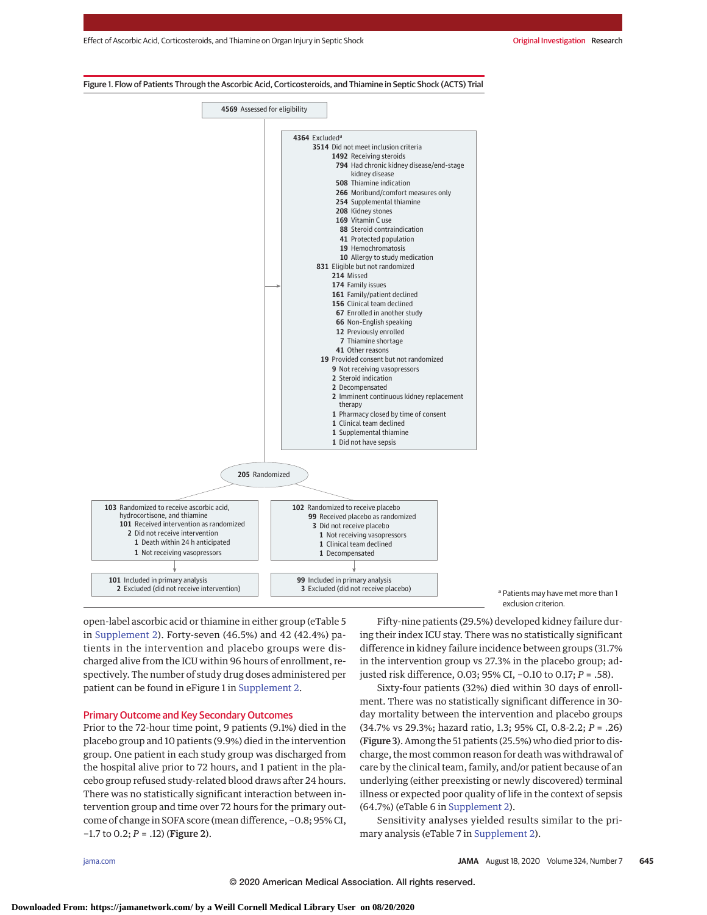Figure 1. Flow of Patients Through the Ascorbic Acid, Corticosteroids, and Thiamine in Septic Shock (ACTS) Trial

**4569** Assessed for eligibility

**4364** Excluded[a]
- **3514** Did not meet inclusion criteria
  - **1492** Receiving steroids
  - **794** Had chronic kidney disease/end-stage kidney disease
  - **508** Thiamine indication
  - **266** Moribund/comfort measures only
  - **254** Supplemental thiamine
  - **208** Kidney stones
  - **169** Vitamin C use
  - **88** Steroid contraindication
  - **41** Protected population
  - **19** Hemochromatosis
  - **10** Allergy to study medication
- **831** Eligible but not randomized
  - **214** Missed
  - **174** Family issues
  - **161** Family/patient declined
  - **156** Clinical team declined
  - **67** Enrolled in another study
  - **66** Non-English speaking
  - **12** Previously enrolled
  - **7** Thiamine shortage
  - **41** Other reasons
- **19** Provided consent but not randomized
  - **9** Not receiving vasopressors
  - **2** Steroid indication
  - **2** Decompensated
  - **2** Imminent continuous kidney replacement therapy
  - **1** Pharmacy closed by time of consent
  - **1** Clinical team declined
  - **1** Supplemental thiamine
  - **1** Did not have sepsis

**205** Randomized

**103** Randomized to receive ascorbic acid, hydrocortisone, and thiamine
- **101** Received intervention as randomized
- **2** Did not receive intervention
  - **1** Death within 24 h anticipated
  - **1** Not receiving vasopressors

**101** Included in primary analysis
**2** Excluded (did not receive intervention)

**102** Randomized to receive placebo
- **99** Received placebo as randomized
- **3** Did not receive placebo
  - **1** Not receiving vasopressors
  - **1** Clinical team declined
  - **1** Decompensated

**99** Included in primary analysis
**3** Excluded (did not receive placebo)

[a] Patients may have met more than 1 exclusion criterion.

open-label ascorbic acid or thiamine in either group (eTable 5 in Supplement 2). Forty-seven (46.5%) and 42 (42.4%) patients in the intervention and placebo groups were discharged alive from the ICU within 96 hours of enrollment, respectively. The number of study drug doses administered per patient can be found in eFigure 1 in Supplement 2.

## Primary Outcome and Key Secondary Outcomes

Prior to the 72-hour time point, 9 patients (9.1%) died in the placebo group and 10 patients (9.9%) died in the intervention group. One patient in each study group was discharged from the hospital alive prior to 72 hours, and 1 patient in the placebo group refused study-related blood draws after 24 hours. There was no statistically significant interaction between intervention group and time over 72 hours for the primary outcome of change in SOFA score (mean difference, −0.8; 95% CI, −1.7 to 0.2; *P* = .12) (**Figure 2**).

Fifty-nine patients (29.5%) developed kidney failure during their index ICU stay. There was no statistically significant difference in kidney failure incidence between groups (31.7% in the intervention group vs 27.3% in the placebo group; adjusted risk difference, 0.03; 95% CI, −0.10 to 0.17; *P* = .58).

Sixty-four patients (32%) died within 30 days of enrollment. There was no statistically significant difference in 30-day mortality between the intervention and placebo groups (34.7% vs 29.3%; hazard ratio, 1.3; 95% CI, 0.8-2.2; *P* = .26) (**Figure 3**). Among the 51 patients (25.5%) who died prior to discharge, the most common reason for death was withdrawal of care by the clinical team, family, and/or patient because of an underlying (either preexisting or newly discovered) terminal illness or expected poor quality of life in the context of sepsis (64.7%) (eTable 6 in Supplement 2).

Sensitivity analyses yielded results similar to the primary analysis (eTable 7 in Supplement 2).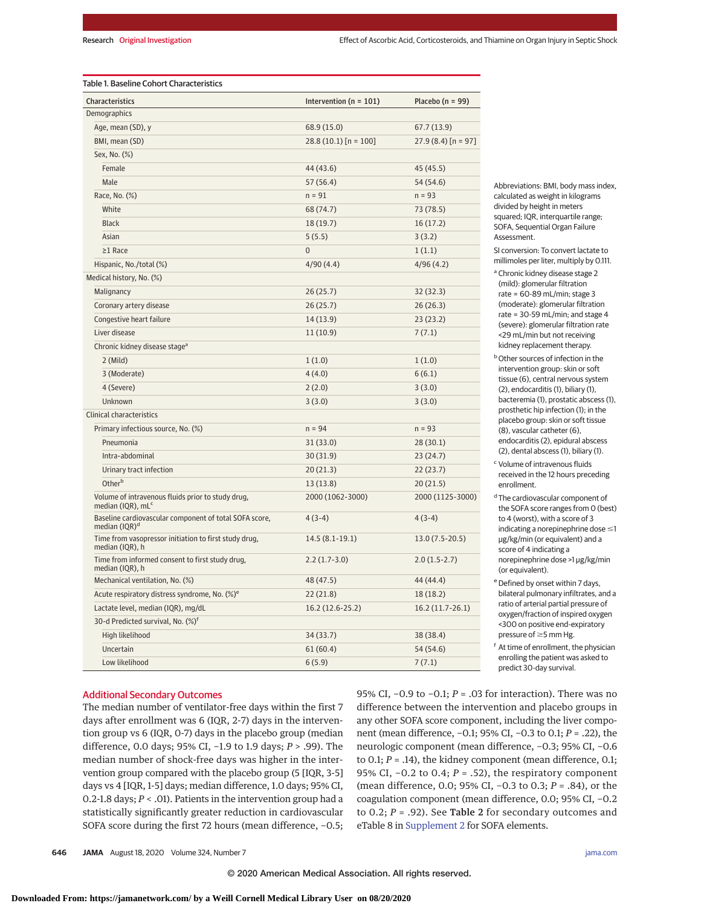Table 1. Baseline Cohort Characteristics

| Characteristics | Intervention (n = 101) | Placebo (n = 99) |
|---|---|---|
| **Demographics** | | |
| Age, mean (SD), y | 68.9 (15.0) | 67.7 (13.9) |
| BMI, mean (SD) | 28.8 (10.1) [n = 100] | 27.9 (8.4) [n = 97] |
| Sex, No. (%) | | |
| Female | 44 (43.6) | 45 (45.5) |
| Male | 57 (56.4) | 54 (54.6) |
| Race, No. (%) | n = 91 | n = 93 |
| White | 68 (74.7) | 73 (78.5) |
| Black | 18 (19.7) | 16 (17.2) |
| Asian | 5 (5.5) | 3 (3.2) |
| ≥1 Race | 0 | 1 (1.1) |
| Hispanic, No./total (%) | 4/90 (4.4) | 4/96 (4.2) |
| **Medical history, No. (%)** | | |
| Malignancy | 26 (25.7) | 32 (32.3) |
| Coronary artery disease | 26 (25.7) | 26 (26.3) |
| Congestive heart failure | 14 (13.9) | 23 (23.2) |
| Liver disease | 11 (10.9) | 7 (7.1) |
| Chronic kidney disease stage[a] | | |
| 2 (Mild) | 1 (1.0) | 1 (1.0) |
| 3 (Moderate) | 4 (4.0) | 6 (6.1) |
| 4 (Severe) | 2 (2.0) | 3 (3.0) |
| Unknown | 3 (3.0) | 3 (3.0) |
| **Clinical characteristics** | | |
| Primary infectious source, No. (%) | n = 94 | n = 93 |
| Pneumonia | 31 (33.0) | 28 (30.1) |
| Intra-abdominal | 30 (31.9) | 23 (24.7) |
| Urinary tract infection | 20 (21.3) | 22 (23.7) |
| Other[b] | 13 (13.8) | 20 (21.5) |
| Volume of intravenous fluids prior to study drug, median (IQR), mL[c] | 2000 (1062-3000) | 2000 (1125-3000) |
| Baseline cardiovascular component of total SOFA score, median (IQR)[d] | 4 (3-4) | 4 (3-4) |
| Time from vasopressor initiation to first study drug, median (IQR), h | 14.5 (8.1-19.1) | 13.0 (7.5-20.5) |
| Time from informed consent to first study drug, median (IQR), h | 2.2 (1.7-3.0) | 2.0 (1.5-2.7) |
| Mechanical ventilation, No. (%) | 48 (47.5) | 44 (44.4) |
| Acute respiratory distress syndrome, No. (%)[e] | 22 (21.8) | 18 (18.2) |
| Lactate level, median (IQR), mg/dL | 16.2 (12.6-25.2) | 16.2 (11.7-26.1) |
| 30-d Predicted survival, No. (%)[f] | | |
| High likelihood | 34 (33.7) | 38 (38.4) |
| Uncertain | 61 (60.4) | 54 (54.6) |
| Low likelihood | 6 (5.9) | 7 (7.1) |

Abbreviations: BMI, body mass index, calculated as weight in kilograms divided by height in meters squared; IQR, interquartile range; SOFA, Sequential Organ Failure Assessment.

SI conversion: To convert lactate to millimoles per liter, multiply by 0.111.

[a] Chronic kidney disease stage 2 (mild): glomerular filtration rate = 60-89 mL/min; stage 3 (moderate): glomerular filtration rate = 30-59 mL/min; and stage 4 (severe): glomerular filtration rate <29 mL/min but not receiving kidney replacement therapy.

[b] Other sources of infection in the intervention group: skin or soft tissue (6), central nervous system (2), endocarditis (1), biliary (1), bacteremia (1), prostatic abscess (1), prosthetic hip infection (1); in the placebo group: skin or soft tissue (8), vascular catheter (6), endocarditis (2), epidural abscess (2), dental abscess (1), biliary (1).

[c] Volume of intravenous fluids received in the 12 hours preceding enrollment.

[d] The cardiovascular component of the SOFA score ranges from 0 (best) to 4 (worst), with a score of 3 indicating a norepinephrine dose ≤1 μg/kg/min (or equivalent) and a score of 4 indicating a norepinephrine dose >1 μg/kg/min (or equivalent).

[e] Defined by onset within 7 days, bilateral pulmonary infiltrates, and a ratio of arterial partial pressure of oxygen/fraction of inspired oxygen <300 on positive end-expiratory pressure of ≥5 mm Hg.

[f] At time of enrollment, the physician enrolling the patient was asked to predict 30-day survival.

## Additional Secondary Outcomes

The median number of ventilator-free days within the first 7 days after enrollment was 6 (IQR, 2-7) days in the intervention group vs 6 (IQR, 0-7) days in the placebo group (median difference, 0.0 days; 95% CI, −1.9 to 1.9 days; $P > .99$). The median number of shock-free days was higher in the intervention group compared with the placebo group (5 [IQR, 3-5] days vs 4 [IQR, 1-5] days; median difference, 1.0 days; 95% CI, 0.2-1.8 days; $P < .01$). Patients in the intervention group had a statistically significantly greater reduction in cardiovascular SOFA score during the first 72 hours (mean difference, −0.5; 95% CI, −0.9 to −0.1; $P = .03$ for interaction). There was no difference between the intervention and placebo groups in any other SOFA score component, including the liver component (mean difference, −0.1; 95% CI, −0.3 to 0.1; $P = .22$), the neurologic component (mean difference, −0.3; 95% CI, −0.6 to 0.1; $P = .14$), the kidney component (mean difference, 0.1; 95% CI, −0.2 to 0.4; $P = .52$), the respiratory component (mean difference, 0.0; 95% CI, −0.3 to 0.3; $P = .84$), or the coagulation component (mean difference, 0.0; 95% CI, −0.2 to 0.2; $P = .92$). See **Table 2** for secondary outcomes and eTable 8 in Supplement 2 for SOFA elements.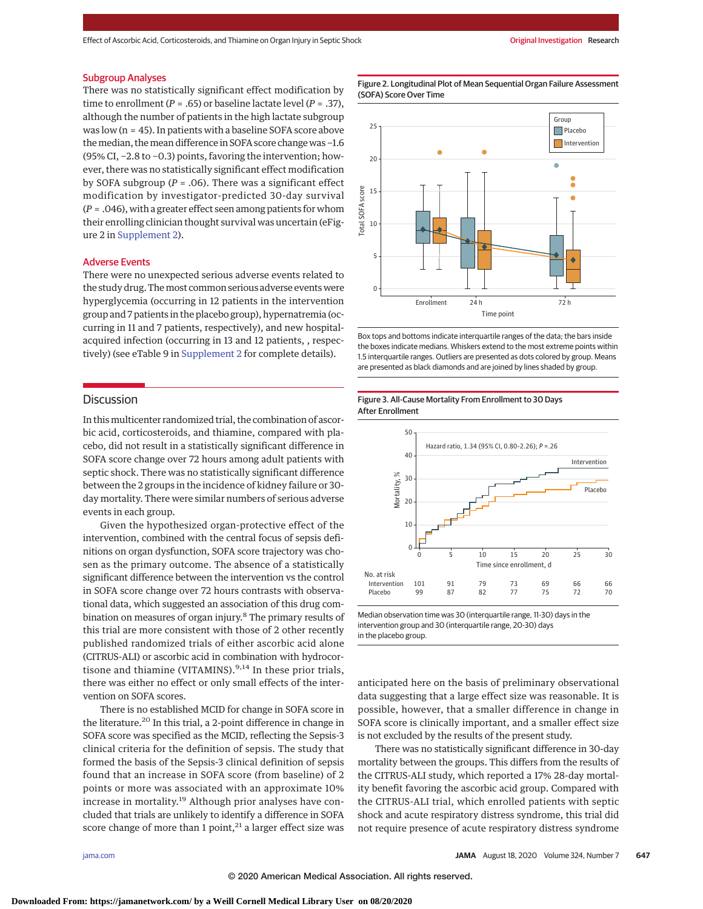### Subgroup Analyses

There was no statistically significant effect modification by time to enrollment ($P$ = .65) or baseline lactate level ($P$ = .37), although the number of patients in the high lactate subgroup was low (n = 45). In patients with a baseline SOFA score above the median, the mean difference in SOFA score change was −1.6 (95% CI, −2.8 to −0.3) points, favoring the intervention; however, there was no statistically significant effect modification by SOFA subgroup ($P$ = .06). There was a significant effect modification by investigator-predicted 30-day survival ($P$ = .046), with a greater effect seen among patients for whom their enrolling clinician thought survival was uncertain (eFigure 2 in Supplement 2).

### Adverse Events

There were no unexpected serious adverse events related to the study drug. The most common serious adverse events were hyperglycemia (occurring in 12 patients in the intervention group and 7 patients in the placebo group), hypernatremia (occurring in 11 and 7 patients, respectively), and new hospital-acquired infection (occurring in 13 and 12 patients, , respectively) (see eTable 9 in Supplement 2 for complete details).

## Discussion

In this multicenter randomized trial, the combination of ascorbic acid, corticosteroids, and thiamine, compared with placebo, did not result in a statistically significant difference in SOFA score change over 72 hours among adult patients with septic shock. There was no statistically significant difference between the 2 groups in the incidence of kidney failure or 30-day mortality. There were similar numbers of serious adverse events in each group.

Given the hypothesized organ-protective effect of the intervention, combined with the central focus of sepsis definitions on organ dysfunction, SOFA score trajectory was chosen as the primary outcome. The absence of a statistically significant difference between the intervention vs the control in SOFA score change over 72 hours contrasts with observational data, which suggested an association of this drug combination on measures of organ injury.[8] The primary results of this trial are more consistent with those of 2 other recently published randomized trials of either ascorbic acid alone (CITRUS-ALI) or ascorbic acid in combination with hydrocortisone and thiamine (VITAMINS).[9,14] In these prior trials, there was either no effect or only small effects of the intervention on SOFA scores.

There is no established MCID for change in SOFA score in the literature.[20] In this trial, a 2-point difference in change in SOFA score was specified as the MCID, reflecting the Sepsis-3 clinical criteria for the definition of sepsis. The study that formed the basis of the Sepsis-3 clinical definition of sepsis found that an increase in SOFA score (from baseline) of 2 points or more was associated with an approximate 10% increase in mortality.[19] Although prior analyses have concluded that trials are unlikely to identify a difference in SOFA score change of more than 1 point,[21] a larger effect size was anticipated here on the basis of preliminary observational data suggesting that a large effect size was reasonable. It is possible, however, that a smaller difference in change in SOFA score is clinically important, and a smaller effect size is not excluded by the results of the present study.

There was no statistically significant difference in 30-day mortality between the groups. This differs from the results of the CITRUS-ALI study, which reported a 17% 28-day mortality benefit favoring the ascorbic acid group. Compared with the CITRUS-ALI trial, which enrolled patients with septic shock and acute respiratory distress syndrome, this trial did not require presence of acute respiratory distress syndrome

**Figure 2. Longitudinal Plot of Mean Sequential Organ Failure Assessment (SOFA) Score Over Time**

Box tops and bottoms indicate interquartile ranges of the data; the bars inside the boxes indicate medians. Whiskers extend to the most extreme points within 1.5 interquartile ranges. Outliers are presented as dots colored by group. Means are presented as black diamonds and are joined by lines shaded by group.

**Figure 3. All-Cause Mortality From Enrollment to 30 Days After Enrollment**

Hazard ratio, 1.34 (95% CI, 0.80-2.26); $P$ = .26

| No. at risk | 0 | 5 | 10 | 15 | 20 | 25 | 30 |
|---|---|---|---|---|---|---|---|
| Intervention | 101 | 91 | 79 | 73 | 69 | 66 | 66 |
| Placebo | 99 | 87 | 82 | 77 | 75 | 72 | 70 |

Median observation time was 30 (interquartile range, 11-30) days in the intervention group and 30 (interquartile range, 20-30) days in the placebo group.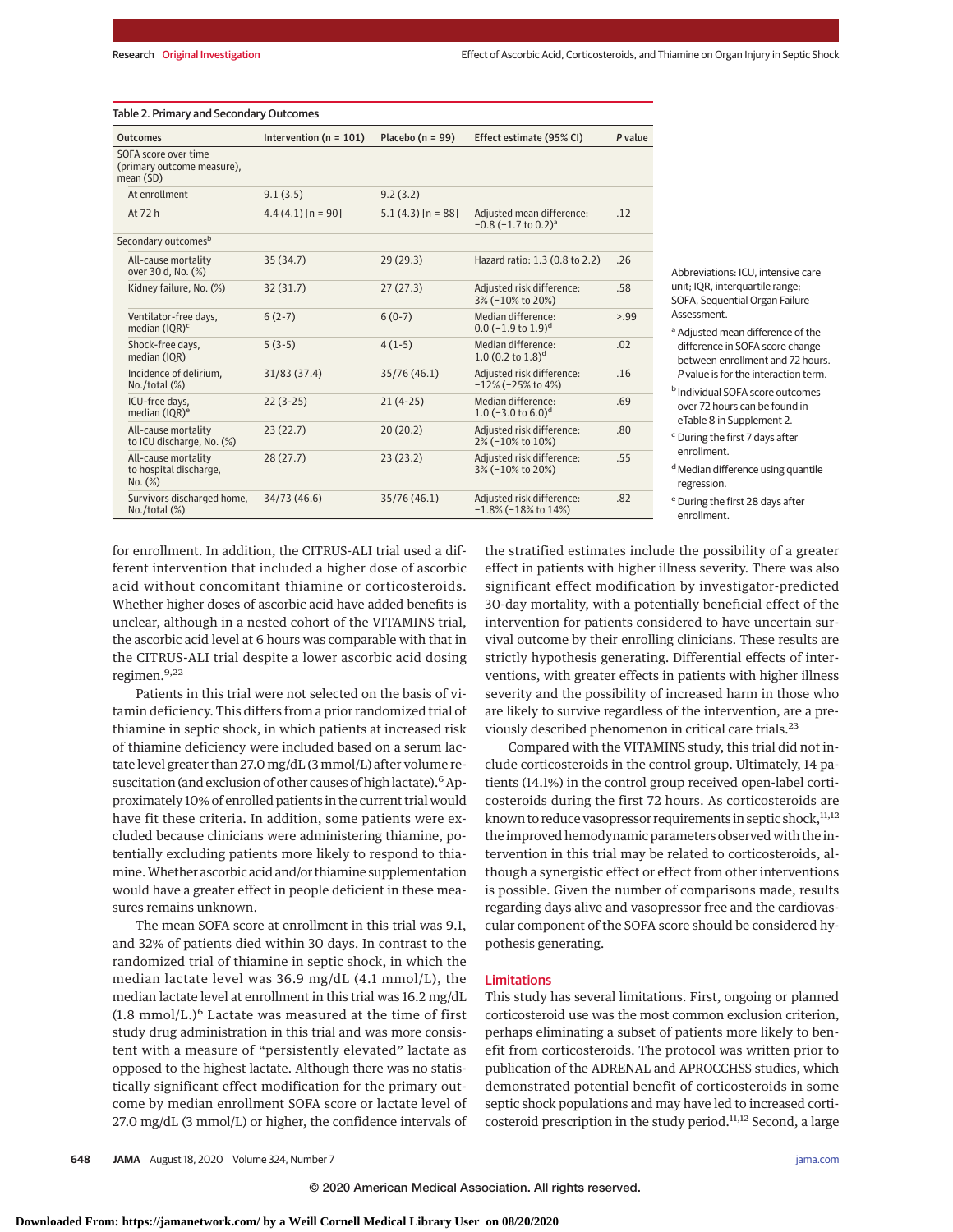Table 2. Primary and Secondary Outcomes

| Outcomes | Intervention (n = 101) | Placebo (n = 99) | Effect estimate (95% CI) | *P* value |
|---|---|---|---|---|
| SOFA score over time (primary outcome measure), mean (SD) | | | | |
| At enrollment | 9.1 (3.5) | 9.2 (3.2) | | |
| At 72 h | 4.4 (4.1) [n = 90] | 5.1 (4.3) [n = 88] | Adjusted mean difference: −0.8 (−1.7 to 0.2)[a] | .12 |
| Secondary outcomes[b] | | | | |
| All-cause mortality over 30 d, No. (%) | 35 (34.7) | 29 (29.3) | Hazard ratio: 1.3 (0.8 to 2.2) | .26 |
| Kidney failure, No. (%) | 32 (31.7) | 27 (27.3) | Adjusted risk difference: 3% (−10% to 20%) | .58 |
| Ventilator-free days, median (IQR)[c] | 6 (2-7) | 6 (0-7) | Median difference: 0.0 (−1.9 to 1.9)[d] | >.99 |
| Shock-free days, median (IQR) | 5 (3-5) | 4 (1-5) | Median difference: 1.0 (0.2 to 1.8)[d] | .02 |
| Incidence of delirium, No./total (%) | 31/83 (37.4) | 35/76 (46.1) | Adjusted risk difference: −12% (−25% to 4%) | .16 |
| ICU-free days, median (IQR)[e] | 22 (3-25) | 21 (4-25) | Median difference: 1.0 (−3.0 to 6.0)[d] | .69 |
| All-cause mortality to ICU discharge, No. (%) | 23 (22.7) | 20 (20.2) | Adjusted risk difference: 2% (−10% to 10%) | .80 |
| All-cause mortality to hospital discharge, No. (%) | 28 (27.7) | 23 (23.2) | Adjusted risk difference: 3% (−10% to 20%) | .55 |
| Survivors discharged home, No./total (%) | 34/73 (46.6) | 35/76 (46.1) | Adjusted risk difference: −1.8% (−18% to 14%) | .82 |

Abbreviations: ICU, intensive care unit; IQR, interquartile range; SOFA, Sequential Organ Failure Assessment.

[a] Adjusted mean difference of the difference in SOFA score change between enrollment and 72 hours. *P* value is for the interaction term.

[b] Individual SOFA score outcomes over 72 hours can be found in eTable 8 in Supplement 2.

[c] During the first 7 days after enrollment.

[d] Median difference using quantile regression.

[e] During the first 28 days after enrollment.

for enrollment. In addition, the CITRUS-ALI trial used a different intervention that included a higher dose of ascorbic acid without concomitant thiamine or corticosteroids. Whether higher doses of ascorbic acid have added benefits is unclear, although in a nested cohort of the VITAMINS trial, the ascorbic acid level at 6 hours was comparable with that in the CITRUS-ALI trial despite a lower ascorbic acid dosing regimen.[9,22]

Patients in this trial were not selected on the basis of vitamin deficiency. This differs from a prior randomized trial of thiamine in septic shock, in which patients at increased risk of thiamine deficiency were included based on a serum lactate level greater than 27.0 mg/dL (3 mmol/L) after volume resuscitation (and exclusion of other causes of high lactate).[6] Approximately 10% of enrolled patients in the current trial would have fit these criteria. In addition, some patients were excluded because clinicians were administering thiamine, potentially excluding patients more likely to respond to thiamine. Whether ascorbic acid and/or thiamine supplementation would have a greater effect in people deficient in these measures remains unknown.

The mean SOFA score at enrollment in this trial was 9.1, and 32% of patients died within 30 days. In contrast to the randomized trial of thiamine in septic shock, in which the median lactate level was 36.9 mg/dL (4.1 mmol/L), the median lactate level at enrollment in this trial was 16.2 mg/dL (1.8 mmol/L.)[6] Lactate was measured at the time of first study drug administration in this trial and was more consistent with a measure of "persistently elevated" lactate as opposed to the highest lactate. Although there was no statistically significant effect modification for the primary outcome by median enrollment SOFA score or lactate level of 27.0 mg/dL (3 mmol/L) or higher, the confidence intervals of the stratified estimates include the possibility of a greater effect in patients with higher illness severity. There was also significant effect modification by investigator-predicted 30-day mortality, with a potentially beneficial effect of the intervention for patients considered to have uncertain survival outcome by their enrolling clinicians. These results are strictly hypothesis generating. Differential effects of interventions, with greater effects in patients with higher illness severity and the possibility of increased harm in those who are likely to survive regardless of the intervention, are a previously described phenomenon in critical care trials.[23]

Compared with the VITAMINS study, this trial did not include corticosteroids in the control group. Ultimately, 14 patients (14.1%) in the control group received open-label corticosteroids during the first 72 hours. As corticosteroids are known to reduce vasopressor requirements in septic shock,[11,12] the improved hemodynamic parameters observed with the intervention in this trial may be related to corticosteroids, although a synergistic effect or effect from other interventions is possible. Given the number of comparisons made, results regarding days alive and vasopressor free and the cardiovascular component of the SOFA score should be considered hypothesis generating.

## Limitations

This study has several limitations. First, ongoing or planned corticosteroid use was the most common exclusion criterion, perhaps eliminating a subset of patients more likely to benefit from corticosteroids. The protocol was written prior to publication of the ADRENAL and APROCCHSS studies, which demonstrated potential benefit of corticosteroids in some septic shock populations and may have led to increased corticosteroid prescription in the study period.[11,12] Second, a large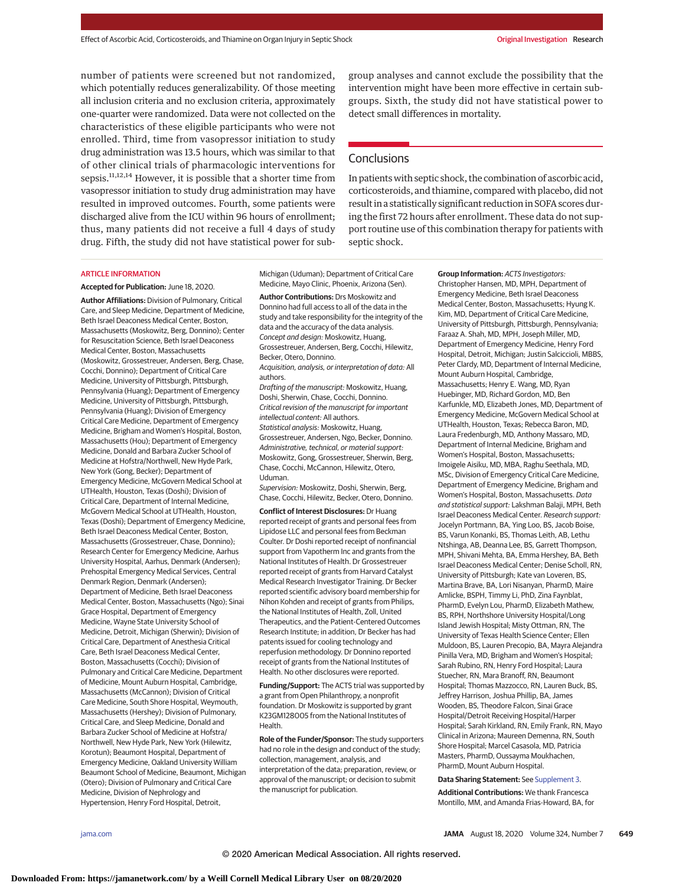number of patients were screened but not randomized, which potentially reduces generalizability. Of those meeting all inclusion criteria and no exclusion criteria, approximately one-quarter were randomized. Data were not collected on the characteristics of these eligible participants who were not enrolled. Third, time from vasopressor initiation to study drug administration was 13.5 hours, which was similar to that of other clinical trials of pharmacologic interventions for sepsis.[11,12,14] However, it is possible that a shorter time from vasopressor initiation to study drug administration may have resulted in improved outcomes. Fourth, some patients were discharged alive from the ICU within 96 hours of enrollment; thus, many patients did not receive a full 4 days of study drug. Fifth, the study did not have statistical power for subgroup analyses and cannot exclude the possibility that the intervention might have been more effective in certain subgroups. Sixth, the study did not have statistical power to detect small differences in mortality.

## Conclusions

In patients with septic shock, the combination of ascorbic acid, corticosteroids, and thiamine, compared with placebo, did not result in a statistically significant reduction in SOFA scores during the first 72 hours after enrollment. These data do not support routine use of this combination therapy for patients with septic shock.

### ARTICLE INFORMATION

**Accepted for Publication:** June 18, 2020.

**Author Affiliations:** Division of Pulmonary, Critical Care, and Sleep Medicine, Department of Medicine, Beth Israel Deaconess Medical Center, Boston, Massachusetts (Moskowitz, Berg, Donnino); Center for Resuscitation Science, Beth Israel Deaconess Medical Center, Boston, Massachusetts (Moskowitz, Grossestreuer, Andersen, Berg, Chase, Cocchi, Donnino); Department of Critical Care Medicine, University of Pittsburgh, Pittsburgh, Pennsylvania (Huang); Department of Emergency Medicine, University of Pittsburgh, Pittsburgh, Pennsylvania (Huang); Division of Emergency Critical Care Medicine, Department of Emergency Medicine, Brigham and Women's Hospital, Boston, Massachusetts (Hou); Department of Emergency Medicine, Donald and Barbara Zucker School of Medicine at Hofstra/Northwell, New Hyde Park, New York (Gong, Becker); Department of Emergency Medicine, McGovern Medical School at UTHealth, Houston, Texas (Doshi); Division of Critical Care, Department of Internal Medicine, McGovern Medical School at UTHealth, Houston, Texas (Doshi); Department of Emergency Medicine, Beth Israel Deaconess Medical Center, Boston, Massachusetts (Grossestreuer, Chase, Donnino); Research Center for Emergency Medicine, Aarhus University Hospital, Aarhus, Denmark (Andersen); Prehospital Emergency Medical Services, Central Denmark Region, Denmark (Andersen); Department of Medicine, Beth Israel Deaconess Medical Center, Boston, Massachusetts (Ngo); Sinai Grace Hospital, Department of Emergency Medicine, Wayne State University School of Medicine, Detroit, Michigan (Sherwin); Division of Critical Care, Department of Anesthesia Critical Care, Beth Israel Deaconess Medical Center, Boston, Massachusetts (Cocchi); Division of Pulmonary and Critical Care Medicine, Department of Medicine, Mount Auburn Hospital, Cambridge, Massachusetts (McCannon); Division of Critical Care Medicine, South Shore Hospital, Weymouth, Massachusetts (Hershey); Division of Pulmonary, Critical Care, and Sleep Medicine, Donald and Barbara Zucker School of Medicine at Hofstra/Northwell, New Hyde Park, New York (Hilewitz, Korotun); Beaumont Hospital, Department of Emergency Medicine, Oakland University William Beaumont School of Medicine, Beaumont, Michigan (Otero); Division of Pulmonary and Critical Care Medicine, Division of Nephrology and Hypertension, Henry Ford Hospital, Detroit, Michigan (Uduman); Department of Critical Care Medicine, Mayo Clinic, Phoenix, Arizona (Sen).

**Author Contributions:** Drs Moskowitz and Donnino had full access to all of the data in the study and take responsibility for the integrity of the data and the accuracy of the data analysis.
*Concept and design:* Moskowitz, Huang, Grossestreuer, Andersen, Berg, Cocchi, Hilewitz, Becker, Otero, Donnino.
*Acquisition, analysis, or interpretation of data:* All authors.
*Drafting of the manuscript:* Moskowitz, Huang, Doshi, Sherwin, Chase, Cocchi, Donnino.
*Critical revision of the manuscript for important intellectual content:* All authors.
*Statistical analysis:* Moskowitz, Huang, Grossestreuer, Andersen, Ngo, Becker, Donnino.
*Administrative, technical, or material support:* Moskowitz, Gong, Grossestreuer, Sherwin, Berg, Chase, Cocchi, McCannon, Hilewitz, Otero, Uduman.
*Supervision:* Moskowitz, Doshi, Sherwin, Berg, Chase, Cocchi, Hilewitz, Becker, Otero, Donnino.

**Conflict of Interest Disclosures:** Dr Huang reported receipt of grants and personal fees from Lipidose LLC and personal fees from Beckman Coulter. Dr Doshi reported receipt of nonfinancial support from Vapotherm Inc and grants from the National Institutes of Health. Dr Grossestreuer reported receipt of grants from Harvard Catalyst Medical Research Investigator Training. Dr Becker reported scientific advisory board membership for Nihon Kohden and receipt of grants from Philips, the National Institutes of Health, Zoll, United Therapeutics, and the Patient-Centered Outcomes Research Institute; in addition, Dr Becker has had patents issued for cooling technology and reperfusion methodology. Dr Donnino reported receipt of grants from the National Institutes of Health. No other disclosures were reported.

**Funding/Support:** The ACTS trial was supported by a grant from Open Philanthropy, a nonprofit foundation. Dr Moskowitz is supported by grant K23GM128005 from the National Institutes of Health.

**Role of the Funder/Sponsor:** The study supporters had no role in the design and conduct of the study; collection, management, analysis, and interpretation of the data; preparation, review, or approval of the manuscript; or decision to submit the manuscript for publication.

**Group Information:** *ACTS Investigators:* Christopher Hansen, MD, MPH, Department of Emergency Medicine, Beth Israel Deaconess Medical Center, Boston, Massachusetts; Hyung K. Kim, MD, Department of Critical Care Medicine, University of Pittsburgh, Pittsburgh, Pennsylvania; Faraaz A. Shah, MD, MPH, Joseph Miller, MD, Department of Emergency Medicine, Henry Ford Hospital, Detroit, Michigan; Justin Salciccioli, MBBS, Peter Clardy, MD, Department of Internal Medicine, Mount Auburn Hospital, Cambridge, Massachusetts; Henry E. Wang, MD, Ryan Huebinger, MD, Richard Gordon, MD, Ben Karfunkle, MD, Elizabeth Jones, MD, Department of Emergency Medicine, McGovern Medical School at UTHealth, Houston, Texas; Rebecca Baron, MD, Laura Fredenburgh, MD, Anthony Massaro, MD, Department of Internal Medicine, Brigham and Women's Hospital, Boston, Massachusetts; Imoigele Aisiku, MD, MBA, Raghu Seethala, MD, MSc, Division of Emergency Critical Care Medicine, Department of Emergency Medicine, Brigham and Women's Hospital, Boston, Massachusetts. *Data and statistical support:* Lakshman Balaji, MPH, Beth Israel Deaconess Medical Center. *Research support:* Jocelyn Portmann, BA, Ying Loo, BS, Jacob Boise, BS, Varun Konanki, BS, Thomas Leith, AB, Lethu Ntshinga, AB, Deanna Lee, BS, Garrett Thompson, MPH, Shivani Mehta, BA, Emma Hershey, BA, Beth Israel Deaconess Medical Center; Denise Scholl, RN, University of Pittsburgh; Kate van Loveren, BS, Martina Brave, BA, Lori Nisanyan, PharmD, Maire Amlicke, BSPH, Timmy Li, PhD, Zina Faynblat, PharmD, Evelyn Lou, PharmD, Elizabeth Mathew, BS, RPH, Northshore University Hospital/Long Island Jewish Hospital; Misty Ottman, RN, The University of Texas Health Science Center; Ellen Muldoon, BS, Lauren Precopio, BA, Mayra Alejandra Pinilla Vera, MD, Brigham and Women's Hospital; Sarah Rubino, RN, Henry Ford Hospital; Laura Stuecher, RN, Mara Branoff, RN, Beaumont Hospital; Thomas Mazzocco, RN, Lauren Buck, BS, Jeffrey Harrison, Joshua Phillip, BA, James Wooden, BS, Theodore Falcon, Sinai Grace Hospital/Detroit Receiving Hospital/Harper Hospital; Sarah Kirkland, RN, Emily Frank, RN, Mayo Clinical in Arizona; Maureen Demenna, RN, South Shore Hospital; Marcel Casasola, MD, Patricia Masters, PharmD, Oussayma Moukhachen, PharmD, Mount Auburn Hospital.

**Data Sharing Statement:** See Supplement 3.

**Additional Contributions:** We thank Francesca Montillo, MM, and Amanda Frias-Howard, BA, for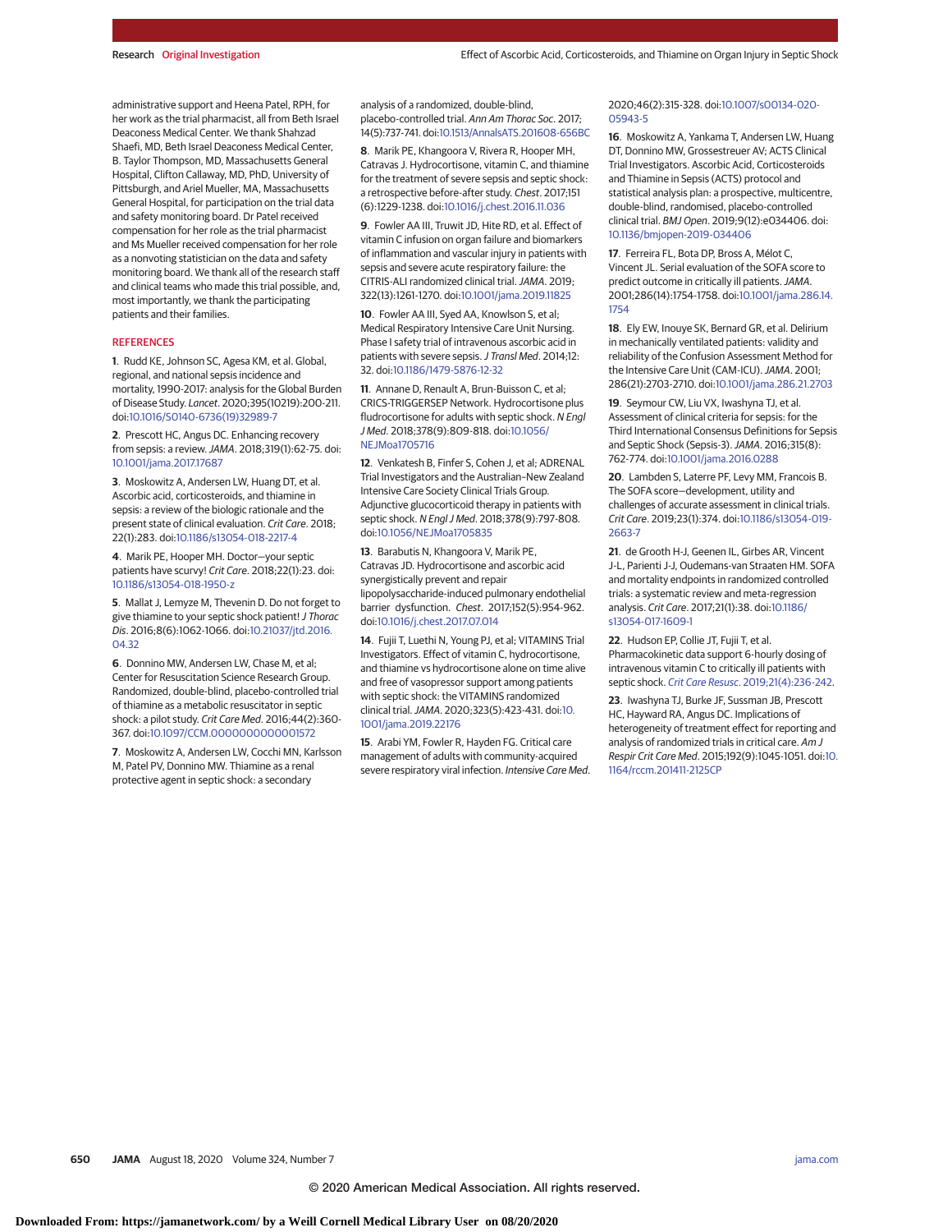administrative support and Heena Patel, RPH, for her work as the trial pharmacist, all from Beth Israel Deaconess Medical Center. We thank Shahzad Shaefi, MD, Beth Israel Deaconess Medical Center, B. Taylor Thompson, MD, Massachusetts General Hospital, Clifton Callaway, MD, PhD, University of Pittsburgh, and Ariel Mueller, MA, Massachusetts General Hospital, for participation on the trial data and safety monitoring board. Dr Patel received compensation for her role as the trial pharmacist and Ms Mueller received compensation for her role as a nonvoting statistician on the data and safety monitoring board. We thank all of the research staff and clinical teams who made this trial possible, and, most importantly, we thank the participating patients and their families.

## REFERENCES

1. Rudd KE, Johnson SC, Agesa KM, et al. Global, regional, and national sepsis incidence and mortality, 1990-2017: analysis for the Global Burden of Disease Study. *Lancet*. 2020;395(10219):200-211. doi:10.1016/S0140-6736(19)32989-7

2. Prescott HC, Angus DC. Enhancing recovery from sepsis: a review. *JAMA*. 2018;319(1):62-75. doi:10.1001/jama.2017.17687

3. Moskowitz A, Andersen LW, Huang DT, et al. Ascorbic acid, corticosteroids, and thiamine in sepsis: a review of the biologic rationale and the present state of clinical evaluation. *Crit Care*. 2018;22(1):283. doi:10.1186/s13054-018-2217-4

4. Marik PE, Hooper MH. Doctor—your septic patients have scurvy! *Crit Care*. 2018;22(1):23. doi:10.1186/s13054-018-1950-z

5. Mallat J, Lemyze M, Thevenin D. Do not forget to give thiamine to your septic shock patient! *J Thorac Dis*. 2016;8(6):1062-1066. doi:10.21037/jtd.2016.04.32

6. Donnino MW, Andersen LW, Chase M, et al; Center for Resuscitation Science Research Group. Randomized, double-blind, placebo-controlled trial of thiamine as a metabolic resuscitator in septic shock: a pilot study. *Crit Care Med*. 2016;44(2):360-367. doi:10.1097/CCM.0000000000001572

7. Moskowitz A, Andersen LW, Cocchi MN, Karlsson M, Patel PV, Donnino MW. Thiamine as a renal protective agent in septic shock: a secondary analysis of a randomized, double-blind, placebo-controlled trial. *Ann Am Thorac Soc*. 2017;14(5):737-741. doi:10.1513/AnnalsATS.201608-656BC

8. Marik PE, Khangoora V, Rivera R, Hooper MH, Catravas J. Hydrocortisone, vitamin C, and thiamine for the treatment of severe sepsis and septic shock: a retrospective before-after study. *Chest*. 2017;151(6):1229-1238. doi:10.1016/j.chest.2016.11.036

9. Fowler AA III, Truwit JD, Hite RD, et al. Effect of vitamin C infusion on organ failure and biomarkers of inflammation and vascular injury in patients with sepsis and severe acute respiratory failure: the CITRIS-ALI randomized clinical trial. *JAMA*. 2019;322(13):1261-1270. doi:10.1001/jama.2019.11825

10. Fowler AA III, Syed AA, Knowlson S, et al; Medical Respiratory Intensive Care Unit Nursing. Phase I safety trial of intravenous ascorbic acid in patients with severe sepsis. *J Transl Med*. 2014;12:32. doi:10.1186/1479-5876-12-32

11. Annane D, Renault A, Brun-Buisson C, et al; CRICS-TRIGGERSEP Network. Hydrocortisone plus fludrocortisone for adults with septic shock. *N Engl J Med*. 2018;378(9):809-818. doi:10.1056/NEJMoa1705716

12. Venkatesh B, Finfer S, Cohen J, et al; ADRENAL Trial Investigators and the Australian–New Zealand Intensive Care Society Clinical Trials Group. Adjunctive glucocorticoid therapy in patients with septic shock. *N Engl J Med*. 2018;378(9):797-808. doi:10.1056/NEJMoa1705835

13. Barabutis N, Khangoora V, Marik PE, Catravas JD. Hydrocortisone and ascorbic acid synergistically prevent and repair lipopolysaccharide-induced pulmonary endothelial barrier dysfunction. *Chest*. 2017;152(5):954-962. doi:10.1016/j.chest.2017.07.014

14. Fujii T, Luethi N, Young PJ, et al; VITAMINS Trial Investigators. Effect of vitamin C, hydrocortisone, and thiamine vs hydrocortisone alone on time alive and free of vasopressor support among patients with septic shock: the VITAMINS randomized clinical trial. *JAMA*. 2020;323(5):423-431. doi:10.1001/jama.2019.22176

15. Arabi YM, Fowler R, Hayden FG. Critical care management of adults with community-acquired severe respiratory viral infection. *Intensive Care Med*. 2020;46(2):315-328. doi:10.1007/s00134-020-05943-5

16. Moskowitz A, Yankama T, Andersen LW, Huang DT, Donnino MW, Grossestreuer AV; ACTS Clinical Trial Investigators. Ascorbic Acid, Corticosteroids and Thiamine in Sepsis (ACTS) protocol and statistical analysis plan: a prospective, multicentre, double-blind, randomised, placebo-controlled clinical trial. *BMJ Open*. 2019;9(12):e034406. doi:10.1136/bmjopen-2019-034406

17. Ferreira FL, Bota DP, Bross A, Mélot C, Vincent JL. Serial evaluation of the SOFA score to predict outcome in critically ill patients. *JAMA*. 2001;286(14):1754-1758. doi:10.1001/jama.286.14.1754

18. Ely EW, Inouye SK, Bernard GR, et al. Delirium in mechanically ventilated patients: validity and reliability of the Confusion Assessment Method for the Intensive Care Unit (CAM-ICU). *JAMA*. 2001;286(21):2703-2710. doi:10.1001/jama.286.21.2703

19. Seymour CW, Liu VX, Iwashyna TJ, et al. Assessment of clinical criteria for sepsis: for the Third International Consensus Definitions for Sepsis and Septic Shock (Sepsis-3). *JAMA*. 2016;315(8):762-774. doi:10.1001/jama.2016.0288

20. Lambden S, Laterre PF, Levy MM, Francois B. The SOFA score—development, utility and challenges of accurate assessment in clinical trials. *Crit Care*. 2019;23(1):374. doi:10.1186/s13054-019-2663-7

21. de Grooth H-J, Geenen IL, Girbes AR, Vincent J-L, Parienti J-J, Oudemans-van Straaten HM. SOFA and mortality endpoints in randomized controlled trials: a systematic review and meta-regression analysis. *Crit Care*. 2017;21(1):38. doi:10.1186/s13054-017-1609-1

22. Hudson EP, Collie JT, Fujii T, et al. Pharmacokinetic data support 6-hourly dosing of intravenous vitamin C to critically ill patients with septic shock. *Crit Care Resusc*. 2019;21(4):236-242.

23. Iwashyna TJ, Burke JF, Sussman JB, Prescott HC, Hayward RA, Angus DC. Implications of heterogeneity of treatment effect for reporting and analysis of randomized trials in critical care. *Am J Respir Crit Care Med*. 2015;192(9):1045-1051. doi:10.1164/rccm.201411-2125CP